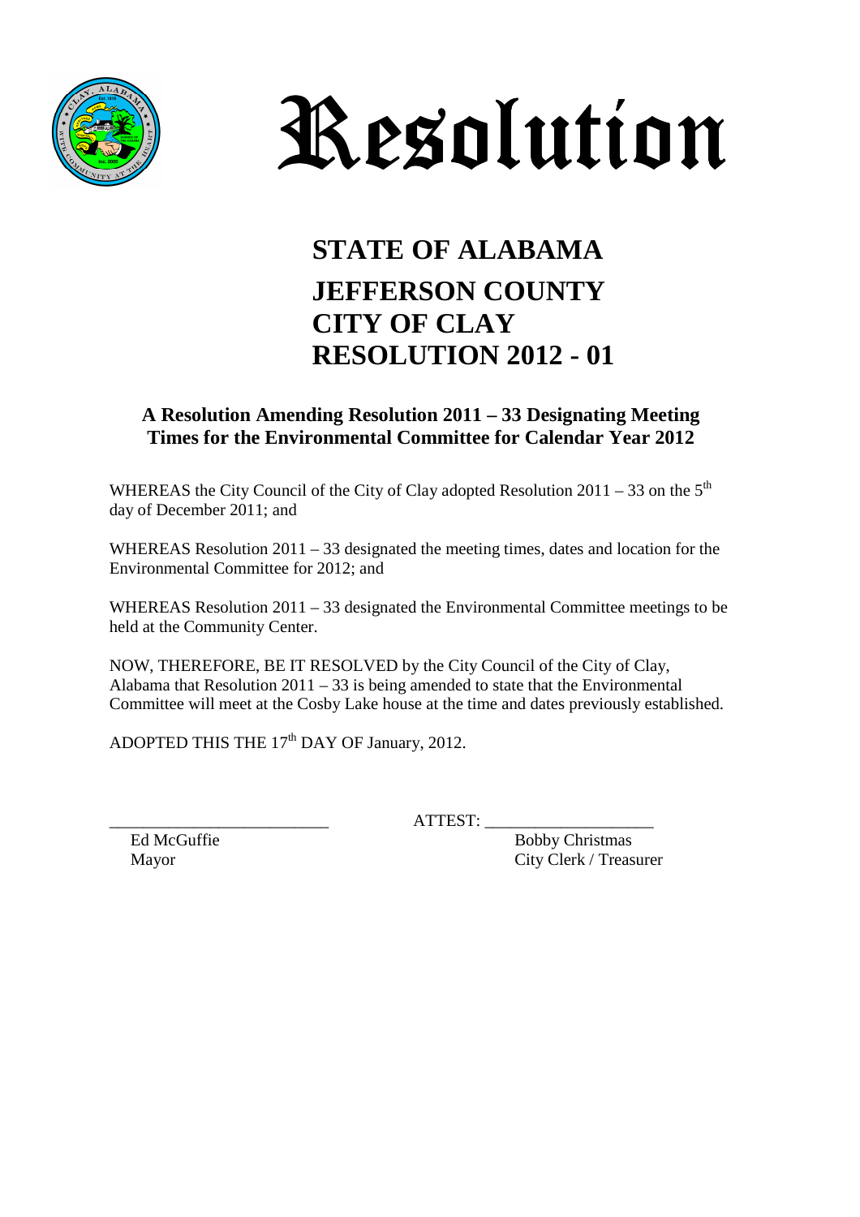# Resolution

## STATE OF ALABAMA
## JEFFERSON COUNTY
## CITY OF CLAY
## RESOLUTION 2012 - 01

### A Resolution Amending Resolution 2011 – 33 Designating Meeting Times for the Environmental Committee for Calendar Year 2012

WHEREAS the City Council of the City of Clay adopted Resolution 2011 – 33 on the 5th day of December 2011; and

WHEREAS Resolution 2011 – 33 designated the meeting times, dates and location for the Environmental Committee for 2012; and

WHEREAS Resolution 2011 – 33 designated the Environmental Committee meetings to be held at the Community Center.

NOW, THEREFORE, BE IT RESOLVED by the City Council of the City of Clay, Alabama that Resolution 2011 – 33 is being amended to state that the Environmental Committee will meet at the Cosby Lake house at the time and dates previously established.

ADOPTED THIS THE 17th DAY OF January, 2012.

\_\_\_\_\_\_\_\_\_\_\_\_\_\_\_\_\_\_\_\_\_\_\_\_\_\_ ATTEST: \_\_\_\_\_\_\_\_\_\_\_\_\_\_\_\_\_\_\_\_

Ed McGuffie
Mayor

Bobby Christmas
City Clerk / Treasurer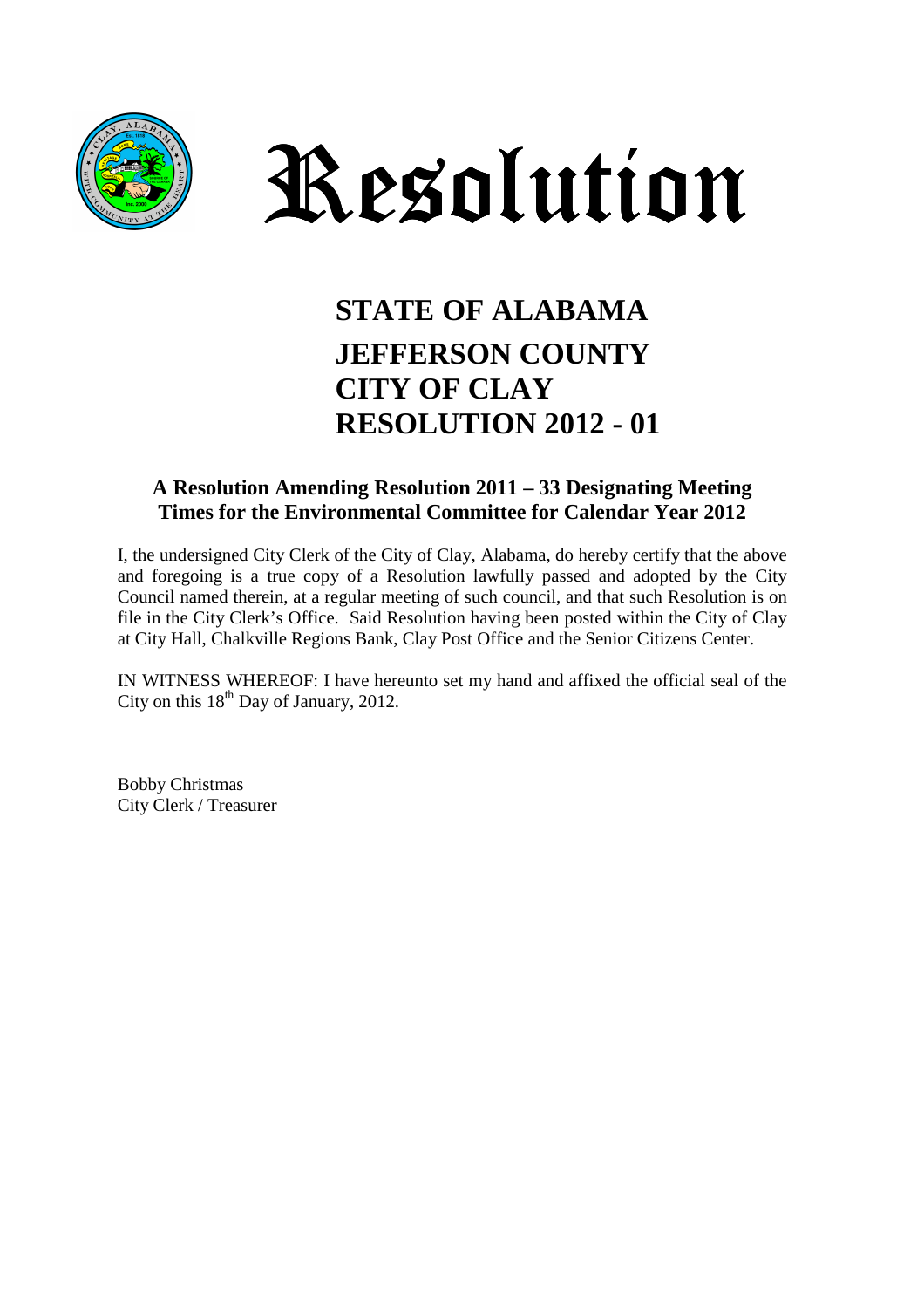# Resolution

## STATE OF ALABAMA
## JEFFERSON COUNTY
## CITY OF CLAY
## RESOLUTION 2012 - 01

### A Resolution Amending Resolution 2011 – 33 Designating Meeting Times for the Environmental Committee for Calendar Year 2012

I, the undersigned City Clerk of the City of Clay, Alabama, do hereby certify that the above and foregoing is a true copy of a Resolution lawfully passed and adopted by the City Council named therein, at a regular meeting of such council, and that such Resolution is on file in the City Clerk's Office. Said Resolution having been posted within the City of Clay at City Hall, Chalkville Regions Bank, Clay Post Office and the Senior Citizens Center.

IN WITNESS WHEREOF: I have hereunto set my hand and affixed the official seal of the City on this 18th Day of January, 2012.

Bobby Christmas
City Clerk / Treasurer